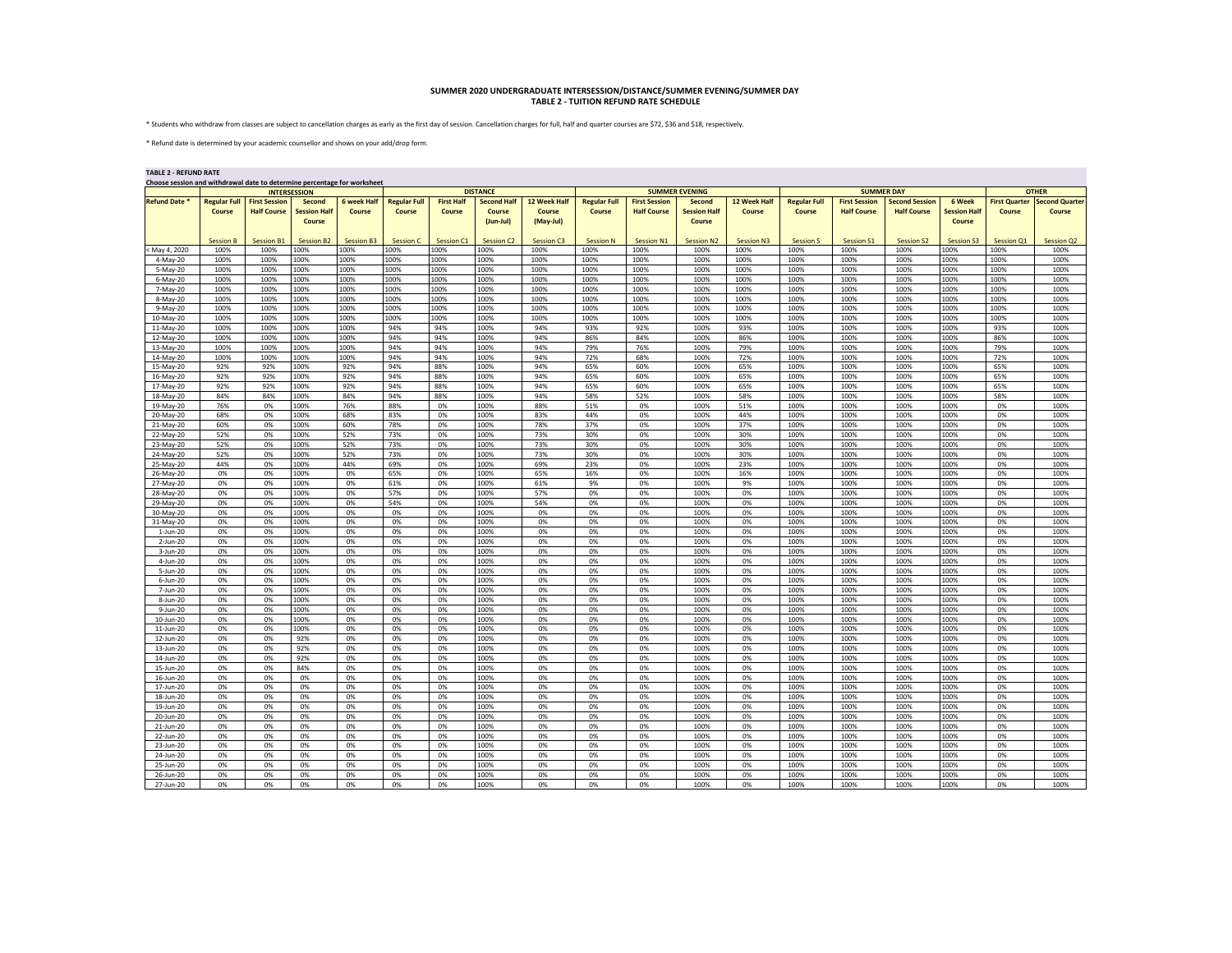**SUMMER 2020 UNDERGRADUATE INTERSESSION/DISTANCE/SUMMER EVENING/SUMMER DAY**
**TABLE 2 - TUITION REFUND RATE SCHEDULE**

* Students who withdraw from classes are subject to cancellation charges as early as the first day of session. Cancellation charges for full, half and quarter courses are $72, $36 and $18, respectively.

* Refund date is determined by your academic counsellor and shows on your add/drop form.

**TABLE 2 - REFUND RATE**

Choose session and withdrawal date to determine percentage for worksheet

| | INTERSESSION | | | | DISTANCE | | | | SUMMER EVENING | | | | SUMMER DAY | | | | OTHER | |
|---|---|---|---|---|---|---|---|---|---|---|---|---|---|---|---|---|---|---|
| **Refund Date *** | **Regular Full Course** | **First Session Half Course** | **Second Session Half Course** | **6 week Half Course** | **Regular Full Course** | **First Half Course** | **Second Half Course (Jun-Jul)** | **12 Week Half Course (May-Jul)** | **Regular Full Course** | **First Session Half Course** | **Second Session Half Course** | **12 Week Half Course** | **Regular Full Course** | **First Session Half Course** | **Second Session Half Course** | **6 Week Session Half Course** | **First Quarter Course** | **Second Quarter Course** |
| | Session B | Session B1 | Session B2 | Session B3 | Session C | Session C1 | Session C2 | Session C3 | Session N | Session N1 | Session N2 | Session N3 | Session S | Session S1 | Session S2 | Session S3 | Session Q1 | Session Q2 |
| < May 4, 2020 | 100% | 100% | 100% | 100% | 100% | 100% | 100% | 100% | 100% | 100% | 100% | 100% | 100% | 100% | 100% | 100% | 100% | 100% |
| 4-May-20 | 100% | 100% | 100% | 100% | 100% | 100% | 100% | 100% | 100% | 100% | 100% | 100% | 100% | 100% | 100% | 100% | 100% | 100% |
| 5-May-20 | 100% | 100% | 100% | 100% | 100% | 100% | 100% | 100% | 100% | 100% | 100% | 100% | 100% | 100% | 100% | 100% | 100% | 100% |
| 6-May-20 | 100% | 100% | 100% | 100% | 100% | 100% | 100% | 100% | 100% | 100% | 100% | 100% | 100% | 100% | 100% | 100% | 100% | 100% |
| 7-May-20 | 100% | 100% | 100% | 100% | 100% | 100% | 100% | 100% | 100% | 100% | 100% | 100% | 100% | 100% | 100% | 100% | 100% | 100% |
| 8-May-20 | 100% | 100% | 100% | 100% | 100% | 100% | 100% | 100% | 100% | 100% | 100% | 100% | 100% | 100% | 100% | 100% | 100% | 100% |
| 9-May-20 | 100% | 100% | 100% | 100% | 100% | 100% | 100% | 100% | 100% | 100% | 100% | 100% | 100% | 100% | 100% | 100% | 100% | 100% |
| 10-May-20 | 100% | 100% | 100% | 100% | 100% | 100% | 100% | 100% | 100% | 100% | 100% | 100% | 100% | 100% | 100% | 100% | 100% | 100% |
| 11-May-20 | 100% | 100% | 100% | 100% | 94% | 94% | 100% | 94% | 93% | 92% | 100% | 93% | 100% | 100% | 100% | 100% | 93% | 100% |
| 12-May-20 | 100% | 100% | 100% | 100% | 94% | 94% | 100% | 94% | 86% | 84% | 100% | 86% | 100% | 100% | 100% | 100% | 86% | 100% |
| 13-May-20 | 100% | 100% | 100% | 100% | 94% | 94% | 100% | 94% | 79% | 76% | 100% | 79% | 100% | 100% | 100% | 100% | 79% | 100% |
| 14-May-20 | 100% | 100% | 100% | 100% | 94% | 94% | 100% | 94% | 72% | 68% | 100% | 72% | 100% | 100% | 100% | 100% | 72% | 100% |
| 15-May-20 | 92% | 92% | 100% | 92% | 94% | 88% | 100% | 94% | 65% | 60% | 100% | 65% | 100% | 100% | 100% | 100% | 65% | 100% |
| 16-May-20 | 92% | 92% | 100% | 92% | 94% | 88% | 100% | 94% | 65% | 60% | 100% | 65% | 100% | 100% | 100% | 100% | 65% | 100% |
| 17-May-20 | 92% | 92% | 100% | 92% | 94% | 88% | 100% | 94% | 65% | 60% | 100% | 65% | 100% | 100% | 100% | 100% | 65% | 100% |
| 18-May-20 | 84% | 84% | 100% | 84% | 94% | 88% | 100% | 94% | 58% | 52% | 100% | 58% | 100% | 100% | 100% | 100% | 58% | 100% |
| 19-May-20 | 76% | 0% | 100% | 76% | 88% | 0% | 100% | 88% | 51% | 0% | 100% | 51% | 100% | 100% | 100% | 100% | 0% | 100% |
| 20-May-20 | 68% | 0% | 100% | 68% | 83% | 0% | 100% | 83% | 44% | 0% | 100% | 44% | 100% | 100% | 100% | 100% | 0% | 100% |
| 21-May-20 | 60% | 0% | 100% | 60% | 78% | 0% | 100% | 78% | 37% | 0% | 100% | 37% | 100% | 100% | 100% | 100% | 0% | 100% |
| 22-May-20 | 52% | 0% | 100% | 52% | 73% | 0% | 100% | 73% | 30% | 0% | 100% | 30% | 100% | 100% | 100% | 100% | 0% | 100% |
| 23-May-20 | 52% | 0% | 100% | 52% | 73% | 0% | 100% | 73% | 30% | 0% | 100% | 30% | 100% | 100% | 100% | 100% | 0% | 100% |
| 24-May-20 | 52% | 0% | 100% | 52% | 73% | 0% | 100% | 73% | 30% | 0% | 100% | 30% | 100% | 100% | 100% | 100% | 0% | 100% |
| 25-May-20 | 44% | 0% | 100% | 44% | 69% | 0% | 100% | 69% | 23% | 0% | 100% | 23% | 100% | 100% | 100% | 100% | 0% | 100% |
| 26-May-20 | 0% | 0% | 100% | 0% | 65% | 0% | 100% | 65% | 16% | 0% | 100% | 16% | 100% | 100% | 100% | 100% | 0% | 100% |
| 27-May-20 | 0% | 0% | 100% | 0% | 61% | 0% | 100% | 61% | 9% | 0% | 100% | 9% | 100% | 100% | 100% | 100% | 0% | 100% |
| 28-May-20 | 0% | 0% | 100% | 0% | 57% | 0% | 100% | 57% | 0% | 0% | 100% | 0% | 100% | 100% | 100% | 100% | 0% | 100% |
| 29-May-20 | 0% | 0% | 100% | 0% | 54% | 0% | 100% | 54% | 0% | 0% | 100% | 0% | 100% | 100% | 100% | 100% | 0% | 100% |
| 30-May-20 | 0% | 0% | 100% | 0% | 0% | 0% | 100% | 0% | 0% | 0% | 100% | 0% | 100% | 100% | 100% | 100% | 0% | 100% |
| 31-May-20 | 0% | 0% | 100% | 0% | 0% | 0% | 100% | 0% | 0% | 0% | 100% | 0% | 100% | 100% | 100% | 100% | 0% | 100% |
| 1-Jun-20 | 0% | 0% | 100% | 0% | 0% | 0% | 100% | 0% | 0% | 0% | 100% | 0% | 100% | 100% | 100% | 100% | 0% | 100% |
| 2-Jun-20 | 0% | 0% | 100% | 0% | 0% | 0% | 100% | 0% | 0% | 0% | 100% | 0% | 100% | 100% | 100% | 100% | 0% | 100% |
| 3-Jun-20 | 0% | 0% | 100% | 0% | 0% | 0% | 100% | 0% | 0% | 0% | 100% | 0% | 100% | 100% | 100% | 100% | 0% | 100% |
| 4-Jun-20 | 0% | 0% | 100% | 0% | 0% | 0% | 100% | 0% | 0% | 0% | 100% | 0% | 100% | 100% | 100% | 100% | 0% | 100% |
| 5-Jun-20 | 0% | 0% | 100% | 0% | 0% | 0% | 100% | 0% | 0% | 0% | 100% | 0% | 100% | 100% | 100% | 100% | 0% | 100% |
| 6-Jun-20 | 0% | 0% | 100% | 0% | 0% | 0% | 100% | 0% | 0% | 0% | 100% | 0% | 100% | 100% | 100% | 100% | 0% | 100% |
| 7-Jun-20 | 0% | 0% | 100% | 0% | 0% | 0% | 100% | 0% | 0% | 0% | 100% | 0% | 100% | 100% | 100% | 100% | 0% | 100% |
| 8-Jun-20 | 0% | 0% | 100% | 0% | 0% | 0% | 100% | 0% | 0% | 0% | 100% | 0% | 100% | 100% | 100% | 100% | 0% | 100% |
| 9-Jun-20 | 0% | 0% | 100% | 0% | 0% | 0% | 100% | 0% | 0% | 0% | 100% | 0% | 100% | 100% | 100% | 100% | 0% | 100% |
| 10-Jun-20 | 0% | 0% | 100% | 0% | 0% | 0% | 100% | 0% | 0% | 0% | 100% | 0% | 100% | 100% | 100% | 100% | 0% | 100% |
| 11-Jun-20 | 0% | 0% | 100% | 0% | 0% | 0% | 100% | 0% | 0% | 0% | 100% | 0% | 100% | 100% | 100% | 100% | 0% | 100% |
| 12-Jun-20 | 0% | 0% | 92% | 0% | 0% | 0% | 100% | 0% | 0% | 0% | 100% | 0% | 100% | 100% | 100% | 100% | 0% | 100% |
| 13-Jun-20 | 0% | 0% | 92% | 0% | 0% | 0% | 100% | 0% | 0% | 0% | 100% | 0% | 100% | 100% | 100% | 100% | 0% | 100% |
| 14-Jun-20 | 0% | 0% | 92% | 0% | 0% | 0% | 100% | 0% | 0% | 0% | 100% | 0% | 100% | 100% | 100% | 100% | 0% | 100% |
| 15-Jun-20 | 0% | 0% | 84% | 0% | 0% | 0% | 100% | 0% | 0% | 0% | 100% | 0% | 100% | 100% | 100% | 100% | 0% | 100% |
| 16-Jun-20 | 0% | 0% | 0% | 0% | 0% | 0% | 100% | 0% | 0% | 0% | 100% | 0% | 100% | 100% | 100% | 100% | 0% | 100% |
| 17-Jun-20 | 0% | 0% | 0% | 0% | 0% | 0% | 100% | 0% | 0% | 0% | 100% | 0% | 100% | 100% | 100% | 100% | 0% | 100% |
| 18-Jun-20 | 0% | 0% | 0% | 0% | 0% | 0% | 100% | 0% | 0% | 0% | 100% | 0% | 100% | 100% | 100% | 100% | 0% | 100% |
| 19-Jun-20 | 0% | 0% | 0% | 0% | 0% | 0% | 100% | 0% | 0% | 0% | 100% | 0% | 100% | 100% | 100% | 100% | 0% | 100% |
| 20-Jun-20 | 0% | 0% | 0% | 0% | 0% | 0% | 100% | 0% | 0% | 0% | 100% | 0% | 100% | 100% | 100% | 100% | 0% | 100% |
| 21-Jun-20 | 0% | 0% | 0% | 0% | 0% | 0% | 100% | 0% | 0% | 0% | 100% | 0% | 100% | 100% | 100% | 100% | 0% | 100% |
| 22-Jun-20 | 0% | 0% | 0% | 0% | 0% | 0% | 100% | 0% | 0% | 0% | 100% | 0% | 100% | 100% | 100% | 100% | 0% | 100% |
| 23-Jun-20 | 0% | 0% | 0% | 0% | 0% | 0% | 100% | 0% | 0% | 0% | 100% | 0% | 100% | 100% | 100% | 100% | 0% | 100% |
| 24-Jun-20 | 0% | 0% | 0% | 0% | 0% | 0% | 100% | 0% | 0% | 0% | 100% | 0% | 100% | 100% | 100% | 100% | 0% | 100% |
| 25-Jun-20 | 0% | 0% | 0% | 0% | 0% | 0% | 100% | 0% | 0% | 0% | 100% | 0% | 100% | 100% | 100% | 100% | 0% | 100% |
| 26-Jun-20 | 0% | 0% | 0% | 0% | 0% | 0% | 100% | 0% | 0% | 0% | 100% | 0% | 100% | 100% | 100% | 100% | 0% | 100% |
| 27-Jun-20 | 0% | 0% | 0% | 0% | 0% | 0% | 100% | 0% | 0% | 0% | 100% | 0% | 100% | 100% | 100% | 100% | 0% | 100% |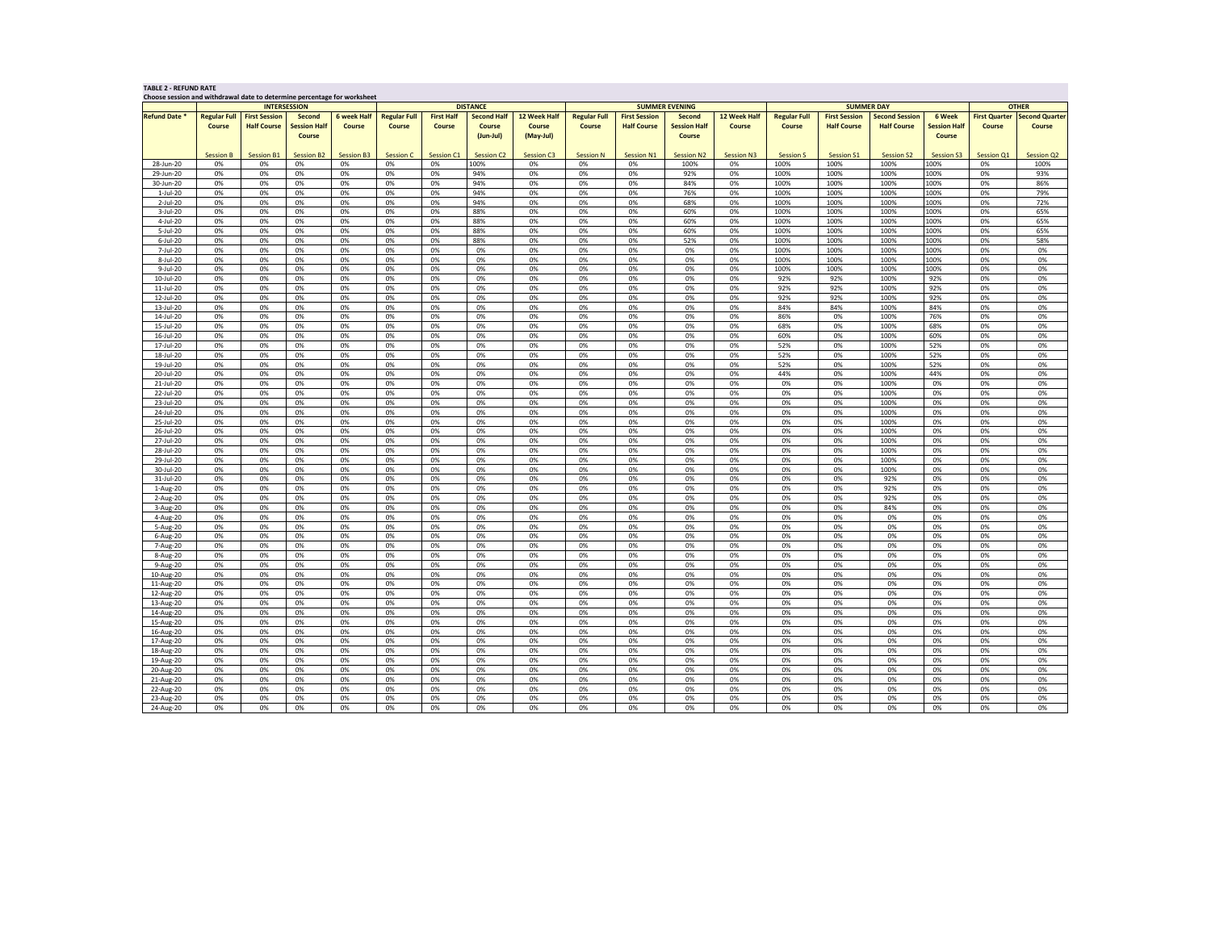**TABLE 2 - REFUND RATE**

**Choose session and withdrawal date to determine percentage for worksheet**

| | INTERSESSION | | | | DISTANCE | | | | SUMMER EVENING | | | | SUMMER DAY | | | | OTHER | |
|---|---|---|---|---|---|---|---|---|---|---|---|---|---|---|---|---|---|---|
| Refund Date * | Regular Full Course | First Session Half Course | Second Session Half Course | 6 week Half Course | Regular Full Course | First Half Course | Second Half Course (Jun-Jul) | 12 Week Half Course (May-Jul) | Regular Full Course | First Session Half Course | Second Session Half Course | 12 Week Half Course | Regular Full Course | First Session Half Course | Second Session Half Course | 6 Week Session Half Course | First Quarter Course | Second Quarter Course |
| | Session B | Session B1 | Session B2 | Session B3 | Session C | Session C1 | Session C2 | Session C3 | Session N | Session N1 | Session N2 | Session N3 | Session S | Session S1 | Session S2 | Session S3 | Session Q1 | Session Q2 |
| 28-Jun-20 | 0% | 0% | 0% | 0% | 0% | 0% | 100% | 0% | 0% | 0% | 100% | 0% | 100% | 100% | 100% | 100% | 0% | 100% |
| 29-Jun-20 | 0% | 0% | 0% | 0% | 0% | 0% | 94% | 0% | 0% | 0% | 92% | 0% | 100% | 100% | 100% | 100% | 0% | 93% |
| 30-Jun-20 | 0% | 0% | 0% | 0% | 0% | 0% | 94% | 0% | 0% | 0% | 84% | 0% | 100% | 100% | 100% | 100% | 0% | 86% |
| 1-Jul-20 | 0% | 0% | 0% | 0% | 0% | 0% | 94% | 0% | 0% | 0% | 76% | 0% | 100% | 100% | 100% | 100% | 0% | 79% |
| 2-Jul-20 | 0% | 0% | 0% | 0% | 0% | 0% | 94% | 0% | 0% | 0% | 68% | 0% | 100% | 100% | 100% | 100% | 0% | 72% |
| 3-Jul-20 | 0% | 0% | 0% | 0% | 0% | 0% | 88% | 0% | 0% | 0% | 60% | 0% | 100% | 100% | 100% | 100% | 0% | 65% |
| 4-Jul-20 | 0% | 0% | 0% | 0% | 0% | 0% | 88% | 0% | 0% | 0% | 60% | 0% | 100% | 100% | 100% | 100% | 0% | 65% |
| 5-Jul-20 | 0% | 0% | 0% | 0% | 0% | 0% | 88% | 0% | 0% | 0% | 60% | 0% | 100% | 100% | 100% | 100% | 0% | 65% |
| 6-Jul-20 | 0% | 0% | 0% | 0% | 0% | 0% | 88% | 0% | 0% | 0% | 52% | 0% | 100% | 100% | 100% | 100% | 0% | 58% |
| 7-Jul-20 | 0% | 0% | 0% | 0% | 0% | 0% | 0% | 0% | 0% | 0% | 0% | 0% | 100% | 100% | 100% | 100% | 0% | 0% |
| 8-Jul-20 | 0% | 0% | 0% | 0% | 0% | 0% | 0% | 0% | 0% | 0% | 0% | 0% | 100% | 100% | 100% | 100% | 0% | 0% |
| 9-Jul-20 | 0% | 0% | 0% | 0% | 0% | 0% | 0% | 0% | 0% | 0% | 0% | 0% | 100% | 100% | 100% | 100% | 0% | 0% |
| 10-Jul-20 | 0% | 0% | 0% | 0% | 0% | 0% | 0% | 0% | 0% | 0% | 0% | 0% | 92% | 92% | 100% | 92% | 0% | 0% |
| 11-Jul-20 | 0% | 0% | 0% | 0% | 0% | 0% | 0% | 0% | 0% | 0% | 0% | 0% | 92% | 92% | 100% | 92% | 0% | 0% |
| 12-Jul-20 | 0% | 0% | 0% | 0% | 0% | 0% | 0% | 0% | 0% | 0% | 0% | 0% | 92% | 92% | 100% | 92% | 0% | 0% |
| 13-Jul-20 | 0% | 0% | 0% | 0% | 0% | 0% | 0% | 0% | 0% | 0% | 0% | 0% | 84% | 84% | 100% | 84% | 0% | 0% |
| 14-Jul-20 | 0% | 0% | 0% | 0% | 0% | 0% | 0% | 0% | 0% | 0% | 0% | 0% | 76% | 0% | 100% | 76% | 0% | 0% |
| 15-Jul-20 | 0% | 0% | 0% | 0% | 0% | 0% | 0% | 0% | 0% | 0% | 0% | 0% | 68% | 0% | 100% | 68% | 0% | 0% |
| 16-Jul-20 | 0% | 0% | 0% | 0% | 0% | 0% | 0% | 0% | 0% | 0% | 0% | 0% | 60% | 0% | 100% | 60% | 0% | 0% |
| 17-Jul-20 | 0% | 0% | 0% | 0% | 0% | 0% | 0% | 0% | 0% | 0% | 0% | 0% | 52% | 0% | 100% | 52% | 0% | 0% |
| 18-Jul-20 | 0% | 0% | 0% | 0% | 0% | 0% | 0% | 0% | 0% | 0% | 0% | 0% | 52% | 0% | 100% | 52% | 0% | 0% |
| 19-Jul-20 | 0% | 0% | 0% | 0% | 0% | 0% | 0% | 0% | 0% | 0% | 0% | 0% | 52% | 0% | 100% | 52% | 0% | 0% |
| 20-Jul-20 | 0% | 0% | 0% | 0% | 0% | 0% | 0% | 0% | 0% | 0% | 0% | 0% | 44% | 0% | 100% | 44% | 0% | 0% |
| 21-Jul-20 | 0% | 0% | 0% | 0% | 0% | 0% | 0% | 0% | 0% | 0% | 0% | 0% | 0% | 0% | 100% | 0% | 0% | 0% |
| 22-Jul-20 | 0% | 0% | 0% | 0% | 0% | 0% | 0% | 0% | 0% | 0% | 0% | 0% | 0% | 0% | 100% | 0% | 0% | 0% |
| 23-Jul-20 | 0% | 0% | 0% | 0% | 0% | 0% | 0% | 0% | 0% | 0% | 0% | 0% | 0% | 0% | 100% | 0% | 0% | 0% |
| 24-Jul-20 | 0% | 0% | 0% | 0% | 0% | 0% | 0% | 0% | 0% | 0% | 0% | 0% | 0% | 0% | 100% | 0% | 0% | 0% |
| 25-Jul-20 | 0% | 0% | 0% | 0% | 0% | 0% | 0% | 0% | 0% | 0% | 0% | 0% | 0% | 0% | 100% | 0% | 0% | 0% |
| 26-Jul-20 | 0% | 0% | 0% | 0% | 0% | 0% | 0% | 0% | 0% | 0% | 0% | 0% | 0% | 0% | 100% | 0% | 0% | 0% |
| 27-Jul-20 | 0% | 0% | 0% | 0% | 0% | 0% | 0% | 0% | 0% | 0% | 0% | 0% | 0% | 0% | 100% | 0% | 0% | 0% |
| 28-Jul-20 | 0% | 0% | 0% | 0% | 0% | 0% | 0% | 0% | 0% | 0% | 0% | 0% | 0% | 0% | 100% | 0% | 0% | 0% |
| 29-Jul-20 | 0% | 0% | 0% | 0% | 0% | 0% | 0% | 0% | 0% | 0% | 0% | 0% | 0% | 0% | 100% | 0% | 0% | 0% |
| 30-Jul-20 | 0% | 0% | 0% | 0% | 0% | 0% | 0% | 0% | 0% | 0% | 0% | 0% | 0% | 0% | 100% | 0% | 0% | 0% |
| 31-Jul-20 | 0% | 0% | 0% | 0% | 0% | 0% | 0% | 0% | 0% | 0% | 0% | 0% | 0% | 0% | 92% | 0% | 0% | 0% |
| 1-Aug-20 | 0% | 0% | 0% | 0% | 0% | 0% | 0% | 0% | 0% | 0% | 0% | 0% | 0% | 0% | 92% | 0% | 0% | 0% |
| 2-Aug-20 | 0% | 0% | 0% | 0% | 0% | 0% | 0% | 0% | 0% | 0% | 0% | 0% | 0% | 0% | 92% | 0% | 0% | 0% |
| 3-Aug-20 | 0% | 0% | 0% | 0% | 0% | 0% | 0% | 0% | 0% | 0% | 0% | 0% | 0% | 0% | 84% | 0% | 0% | 0% |
| 4-Aug-20 | 0% | 0% | 0% | 0% | 0% | 0% | 0% | 0% | 0% | 0% | 0% | 0% | 0% | 0% | 0% | 0% | 0% | 0% |
| 5-Aug-20 | 0% | 0% | 0% | 0% | 0% | 0% | 0% | 0% | 0% | 0% | 0% | 0% | 0% | 0% | 0% | 0% | 0% | 0% |
| 6-Aug-20 | 0% | 0% | 0% | 0% | 0% | 0% | 0% | 0% | 0% | 0% | 0% | 0% | 0% | 0% | 0% | 0% | 0% | 0% |
| 7-Aug-20 | 0% | 0% | 0% | 0% | 0% | 0% | 0% | 0% | 0% | 0% | 0% | 0% | 0% | 0% | 0% | 0% | 0% | 0% |
| 8-Aug-20 | 0% | 0% | 0% | 0% | 0% | 0% | 0% | 0% | 0% | 0% | 0% | 0% | 0% | 0% | 0% | 0% | 0% | 0% |
| 9-Aug-20 | 0% | 0% | 0% | 0% | 0% | 0% | 0% | 0% | 0% | 0% | 0% | 0% | 0% | 0% | 0% | 0% | 0% | 0% |
| 10-Aug-20 | 0% | 0% | 0% | 0% | 0% | 0% | 0% | 0% | 0% | 0% | 0% | 0% | 0% | 0% | 0% | 0% | 0% | 0% |
| 11-Aug-20 | 0% | 0% | 0% | 0% | 0% | 0% | 0% | 0% | 0% | 0% | 0% | 0% | 0% | 0% | 0% | 0% | 0% | 0% |
| 12-Aug-20 | 0% | 0% | 0% | 0% | 0% | 0% | 0% | 0% | 0% | 0% | 0% | 0% | 0% | 0% | 0% | 0% | 0% | 0% |
| 13-Aug-20 | 0% | 0% | 0% | 0% | 0% | 0% | 0% | 0% | 0% | 0% | 0% | 0% | 0% | 0% | 0% | 0% | 0% | 0% |
| 14-Aug-20 | 0% | 0% | 0% | 0% | 0% | 0% | 0% | 0% | 0% | 0% | 0% | 0% | 0% | 0% | 0% | 0% | 0% | 0% |
| 15-Aug-20 | 0% | 0% | 0% | 0% | 0% | 0% | 0% | 0% | 0% | 0% | 0% | 0% | 0% | 0% | 0% | 0% | 0% | 0% |
| 16-Aug-20 | 0% | 0% | 0% | 0% | 0% | 0% | 0% | 0% | 0% | 0% | 0% | 0% | 0% | 0% | 0% | 0% | 0% | 0% |
| 17-Aug-20 | 0% | 0% | 0% | 0% | 0% | 0% | 0% | 0% | 0% | 0% | 0% | 0% | 0% | 0% | 0% | 0% | 0% | 0% |
| 18-Aug-20 | 0% | 0% | 0% | 0% | 0% | 0% | 0% | 0% | 0% | 0% | 0% | 0% | 0% | 0% | 0% | 0% | 0% | 0% |
| 19-Aug-20 | 0% | 0% | 0% | 0% | 0% | 0% | 0% | 0% | 0% | 0% | 0% | 0% | 0% | 0% | 0% | 0% | 0% | 0% |
| 20-Aug-20 | 0% | 0% | 0% | 0% | 0% | 0% | 0% | 0% | 0% | 0% | 0% | 0% | 0% | 0% | 0% | 0% | 0% | 0% |
| 21-Aug-20 | 0% | 0% | 0% | 0% | 0% | 0% | 0% | 0% | 0% | 0% | 0% | 0% | 0% | 0% | 0% | 0% | 0% | 0% |
| 22-Aug-20 | 0% | 0% | 0% | 0% | 0% | 0% | 0% | 0% | 0% | 0% | 0% | 0% | 0% | 0% | 0% | 0% | 0% | 0% |
| 23-Aug-20 | 0% | 0% | 0% | 0% | 0% | 0% | 0% | 0% | 0% | 0% | 0% | 0% | 0% | 0% | 0% | 0% | 0% | 0% |
| 24-Aug-20 | 0% | 0% | 0% | 0% | 0% | 0% | 0% | 0% | 0% | 0% | 0% | 0% | 0% | 0% | 0% | 0% | 0% | 0% |